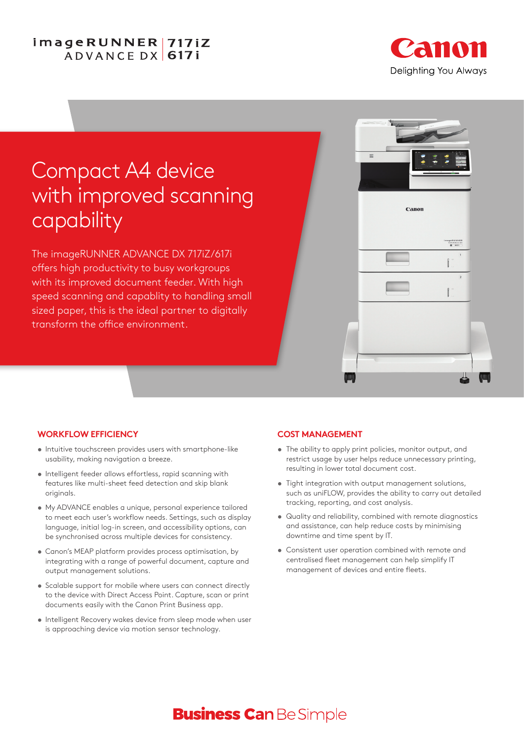imageRUNNER ADVANCE DX | 717iZ 617i

Canon
Delighting You Always

# Compact A4 device with improved scanning capability

The imageRUNNER ADVANCE DX 717iZ/617i offers high productivity to busy workgroups with its improved document feeder. With high speed scanning and capablity to handling small sized paper, this is the ideal partner to digitally transform the office environment.

## WORKFLOW EFFICIENCY

- Intuitive touchscreen provides users with smartphone-like usability, making navigation a breeze.
- Intelligent feeder allows effortless, rapid scanning with features like multi-sheet feed detection and skip blank originals.
- My ADVANCE enables a unique, personal experience tailored to meet each user's workflow needs. Settings, such as display language, initial log-in screen, and accessibility options, can be synchronised across multiple devices for consistency.
- Canon's MEAP platform provides process optimisation, by integrating with a range of powerful document, capture and output management solutions.
- Scalable support for mobile where users can connect directly to the device with Direct Access Point. Capture, scan or print documents easily with the Canon Print Business app.
- Intelligent Recovery wakes device from sleep mode when user is approaching device via motion sensor technology.

## COST MANAGEMENT

- The ability to apply print policies, monitor output, and restrict usage by user helps reduce unnecessary printing, resulting in lower total document cost.
- Tight integration with output management solutions, such as uniFLOW, provides the ability to carry out detailed tracking, reporting, and cost analysis.
- Quality and reliability, combined with remote diagnostics and assistance, can help reduce costs by minimising downtime and time spent by IT.
- Consistent user operation combined with remote and centralised fleet management can help simplify IT management of devices and entire fleets.

**Business Can** Be Simple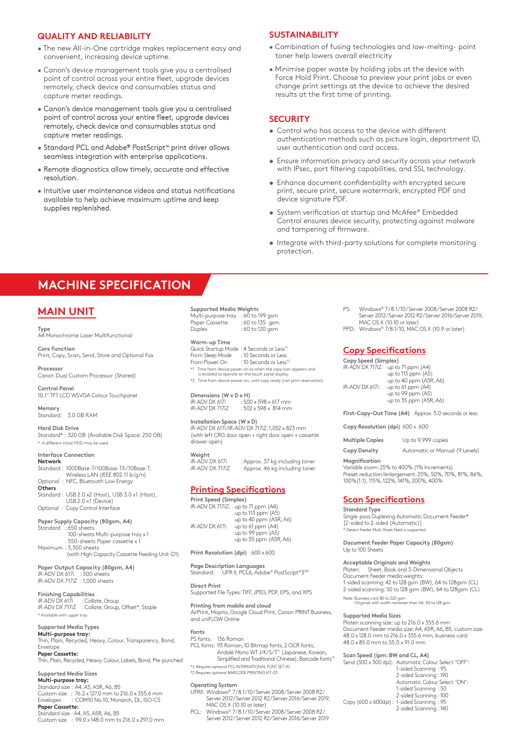## QUALITY AND RELIABILITY

- The new All-in-One cartridge makes replacement easy and convenient, increasing device uptime.
- Canon's device management tools give you a centralised point of control across your entire fleet, upgrade devices remotely, check device and consumables status and capture meter readings.
- Canon's device management tools give you a centralised point of control across your entire fleet, upgrade devices remotely, check device and consumables status and capture meter readings.
- Standard PCL and Adobe® PostScript™ print driver allows seamless integration with enterprise applications.
- Remote diagnostics allow timely, accurate and effective resolution.
- Intuitive user maintenance videos and status notifications available to help achieve maximum uptime and keep supplies replenished.

## SUSTAINABILITY

- Combination of fusing technologies and low-melting- point toner help lowers overall electricity
- Minimise paper waste by holding jobs at the device with Force Hold Print. Choose to preview your print jobs or even change print settings at the device to achieve the desired results at the first time of printing.

## SECURITY

- Control who has access to the device with different authentication methods such as picture login, department ID, user authentication and card access.
- Ensure information privacy and security across your network with IPsec, port filtering capabilities, and SSL technology.
- Enhance document confidentiality with encrypted secure print, secure print, secure watermark, encrypted PDF and device signature PDF.
- System verification at startup and McAfee® Embedded Control ensures device security, protecting against malware and tampering of firmware.
- Integrate with third-party solutions for complete monitoring protection.

# MACHINE SPECIFICATION

## MAIN UNIT

**Type**
A4 Monochrome Laser Multifunctional

**Core Function**
Print, Copy, Scan, Send, Store and Optional Fax

**Processor**
Canon Dual Custom Processor (Shared)

**Control Panel**
10.1" TFT LCD WSVGA Colour Touchpanel

**Memory**
Standard: 3.0 GB RAM

**Hard Disk Drive**
Standard* : 320 GB (Available Disk Space: 250 GB)
* A different initial HDD may be used.

**Interface Connection**
**Network**
Standard : 1000Base-T/100Base-TX/10Base-T, Wireless LAN (IEEE 802.11 b/g/n)
Optional : NFC, Bluetooth Low Energy
**Others**
Standard : USB 2.0 x2 (Host), USB 3.0 x1 (Host), USB 2.0 x1 (Device)
Optional : Copy Control Interface

**Paper Supply Capacity (80gsm, A4)**
Standard : 650 sheets
100-sheets Multi-purpose tray x 1
550-sheets Paper cassette x 1
Maximum : 3,300 sheets
(with High Capacity Cassette Feeding Unit-D1)

**Paper Output Capacity (80gsm, A4)**
iR-ADV DX 617i : 500 sheets
iR-ADV DX 717iZ : 1,000 sheets

**Finishing Capabilities**
iR-ADV DX 617i : Collate, Group
iR-ADV DX 717iZ : Collate, Group, Offset*, Staple
* Available with upper tray

**Supported Media Types**
**Multi-purpose tray:**
Thin, Plain, Recycled, Heavy, Colour, Transparency, Bond, Envelope
**Paper Cassette:**
Thin, Plain, Recycled, Heavy, Colour, Labels, Bond, Pre-punched

**Supported Media Sizes**
**Multi-purpose tray:**
Standard size : A4, A5, A5R, A6, B5
Custom size : 76.2 x 127.0 mm to 216.0 x 355.6 mm
Envelopes : COM10 No.10, Monarch, DL, ISO-C5
**Paper Cassette:**
Standard size : A4, A5, A5R, A6, B5
Custom size : 99.0 x 148.0 mm to 216.0 x 297.0 mm

**Supported Media Weights**
Multi-purpose tray : 60 to 199 gsm
Paper Cassette : 60 to 135 gsm
Duplex : 60 to 120 gsm

**Warm-up Time**
Quick Startup Mode : 4 Seconds or Less*1
From Sleep Mode : 10 Seconds or Less
From Power On : 10 Seconds or Less*2
*1 Time from device power-on to when the copy icon appears and is enabled to operate on the touch panel display.
*2 Time from device power-on, until copy ready (not print reservation)

**Dimensions (W x D x H)**
iR-ADV DX 617i : 500 x 598 x 617 mm
iR-ADV DX 717iZ : 502 x 598 x 814 mm

**Installation Space (W x D)**
iR-ADV DX 617i/iR-ADV DX 717iZ: 1,052 x 823 mm
(with left CRG door open + right door open + cassette drawer open)

**Weight**
iR-ADV DX 617i : Approx. 37 kg including toner
iR-ADV DX 717iZ : Approx. 46 kg including toner

## Printing Specifications

**Print Speed (Simplex)**
iR-ADV DX 717iZ: up to 71 ppm (A4)
up to 113 ppm (A5)
up to 40 ppm (A5R, A6)
iR-ADV DX 617i: up to 61 ppm (A4)
up to 99 ppm (A5)
up to 35 ppm (A5R, A6)

**Print Resolution (dpi)** 600 x 600

**Page Description Languages**
Standard: UFR II, PCL6, Adobe® PostScript®3™

**Direct Print**
Supported File Types: TIFF, JPEG, PDF, EPS, and XPS

**Printing from mobile and cloud**
AirPrint, Mopria, Google Cloud Print, Canon PRINT Business, and uniFLOW Online

**Fonts**
PS fonts: 136 Roman
PCL fonts: 93 Roman, 10 Bitmap fonts, 2 OCR fonts, Andalé Mono WT J/K/S/T*1 (Japanese, Korean, Simplified and Traditional Chinese), Barcode fonts*2
*1 Requires optional PCL INTERNATIONAL FONT SET-A1
*2 Requires optional BARCODE PRINTING KIT-D1

**Operating System**
UFRII: Windows® 7/8.1/10/Server 2008/Server 2008 R2/Server 2012/Server 2012 R2/Server 2016/Server 2019, MAC OS X (10.10 or later)
PCL: Windows® 7/8.1/10/Server 2008/Server 2008 R2/Server 2012/Server 2012 R2/Server 2016/Server 2019
PS: Windows® 7/8.1/10/Server 2008/Server 2008 R2/Server 2012/Server 2012 R2/Server 2016/Server 2019, MAC OS X (10.10 or later)
PPD: Windows® 7/8.1/10, MAC OS X (10.9 or later)

## Copy Specifications

**Copy Speed (Simplex)**
iR-ADV DX 717iZ: up to 71 ppm (A4)
up to 113 ppm (A5)
up to 40 ppm (A5R, A6)
iR-ADV DX 617i: up to 61 ppm (A4)
up to 99 ppm (A5)
up to 35 ppm (A5R, A6)

**First-Copy-Out Time (A4)** Approx. 5.0 seconds or less

**Copy Resolution (dpi)** 600 x 600

**Multiple Copies** Up to 9,999 copies

**Copy Density** Automatic or Manual (9 Levels)

**Magnification**
Variable zoom: 25% to 400% (1% Increments)
Preset reduction/enlargement: 25%, 50%, 70%, 81%, 86%, 100%(1:1), 115%, 122%, 141%, 200%, 400%

## Scan Specifications

**Standard Type**
Single-pass Duplexing Automatic Document Feeder* [2-sided to 2-sided (Automatic)]
* Detect Feeder Multi Sheet Feed is supported.

**Document Feeder Paper Capacity (80gsm)**
Up to 100 Sheets

**Acceptable Originals and Weights**
Platen: Sheet, Book and 3-Dimensional Objects
Document Feeder media weights:
1-sided scanning: 42 to 128 gsm (BW), 64 to 128gsm (CL)
2-sided scanning: 50 to 128 gsm (BW), 64 to 128gsm (CL)
Note: Business card 80 to 220 gsm
Originals with width narrower than A6: 50 to 128 gsm

**Supported Media Sizes**
Platen scanning size: up to 216.0 x 355.6 mm
Document Feeder media size: A4, A5R, A6, B5, custom size: 48.0 x 128.0 mm to 216.0 x 355.6 mm, business card: 48.0 x 85.0 mm to 55.0 x 91.0 mm

**Scan Speed (ipm: BW and CL, A4)**
Send (300 x 300 dpi): Automatic Colour Select "OFF":
1-sided Scanning : 95
2-sided Scanning : 190
Automatic Colour Select "ON":
1-sided Scanning : 50
2-sided Scanning : 100
Copy (600 x 600dpi): 1-sided Scanning : 95
2-sided Scanning : 140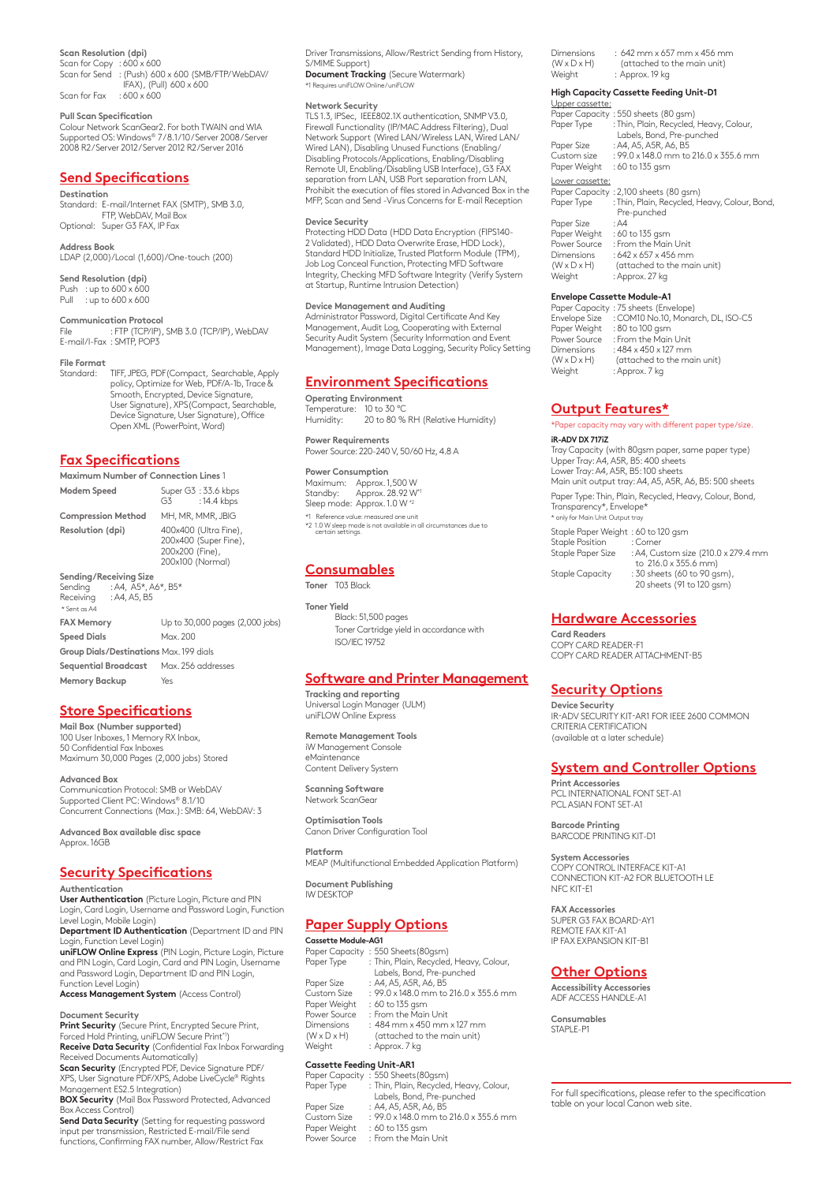**Scan Resolution (dpi)**
Scan for Copy : 600 x 600
Scan for Send : (Push) 600 x 600 (SMB/FTP/WebDAV/IFAX), (Pull) 600 x 600
Scan for Fax : 600 x 600

**Pull Scan Specification**
Colour Network ScanGear2. For both TWAIN and WIA Supported OS: Windows® 7/8.1/10/Server 2008/Server 2008 R2/Server 2012/Server 2012 R2/Server 2016

## Send Specifications

**Destination**
Standard: E-mail/Internet FAX (SMTP), SMB 3.0, FTP, WebDAV, Mail Box
Optional: Super G3 FAX, IP Fax

**Address Book**
LDAP (2,000)/Local (1,600)/One-touch (200)

**Send Resolution (dpi)**
Push : up to 600 x 600
Pull : up to 600 x 600

**Communication Protocol**
File : FTP (TCP/IP), SMB 3.0 (TCP/IP), WebDAV
E-mail/I-Fax : SMTP, POP3

**File Format**
Standard: TIFF, JPEG, PDF(Compact, Searchable, Apply policy, Optimize for Web, PDF/A-1b, Trace & Smooth, Encrypted, Device Signature, User Signature), XPS(Compact, Searchable, Device Signature, User Signature), Office Open XML (PowerPoint, Word)

## Fax Specifications

**Maximum Number of Connection Lines** 1

| | |
|---|---|
| **Modem Speed** | Super G3 : 33.6 kbps<br>G3 : 14.4 kbps |
| **Compression Method** | MH, MR, MMR, JBIG |
| **Resolution (dpi)** | 400x400 (Ultra Fine), 200x400 (Super Fine), 200x200 (Fine), 200x100 (Normal) |

**Sending/Receiving Size**
Sending : A4, A5*, A6*, B5*
Receiving : A4, A5, B5
* Sent as A4

| | |
|---|---|
| **FAX Memory** | Up to 30,000 pages (2,000 jobs) |
| **Speed Dials** | Max. 200 |
| **Group Dials/Destinations** | Max. 199 dials |
| **Sequential Broadcast** | Max. 256 addresses |
| **Memory Backup** | Yes |

## Store Specifications

**Mail Box (Number supported)**
100 User Inboxes, 1 Memory RX Inbox, 50 Confidential Fax Inboxes
Maximum 30,000 Pages (2,000 jobs) Stored

**Advanced Box**
Communication Protocol: SMB or WebDAV
Supported Client PC: Windows® 8.1/10
Concurrent Connections (Max.): SMB: 64, WebDAV: 3

**Advanced Box available disc space**
Approx. 16GB

## Security Specifications

**Authentication**
**User Authentication** (Picture Login, Picture and PIN Login, Card Login, Username and Password Login, Function Level Login, Mobile Login)
**Department ID Authentication** (Department ID and PIN Login, Function Level Login)
**uniFLOW Online Express** (PIN Login, Picture Login, Picture and PIN Login, Card Login, Card and PIN Login, Username and Password Login, Department ID and PIN Login, Function Level Login)
**Access Management System** (Access Control)

**Document Security**
**Print Security** (Secure Print, Encrypted Secure Print, Forced Hold Printing, uniFLOW Secure Print*1)
**Receive Data Security** (Confidential Fax Inbox Forwarding Received Documents Automatically)
**Scan Security** (Encrypted PDF, Device Signature PDF/XPS, User Signature PDF/XPS, Adobe LiveCycle® Rights Management ES2.5 Integration)
**BOX Security** (Mail Box Password Protected, Advanced Box Access Control)
**Send Data Security** (Setting for requesting password input per transmission, Restricted E-mail/File send functions, Confirming FAX number, Allow/Restrict Fax Driver Transmissions, Allow/Restrict Sending from History, S/MIME Support)
**Document Tracking** (Secure Watermark)
*1 Requires uniFLOW Online/uniFLOW

**Network Security**
TLS 1.3, IPSec, IEEE802.1X authentication, SNMP V3.0, Firewall Functionality (IP/MAC Address Filtering), Dual Network Support (Wired LAN/Wireless LAN, Wired LAN/Wired LAN), Disabling Unused Functions (Enabling/Disabling Protocols/Applications, Enabling/Disabling Remote UI, Enabling/Disabling USB Interface), G3 FAX separation from LAN, USB Port separation from LAN, Prohibit the execution of files stored in Advanced Box in the MFP, Scan and Send -Virus Concerns for E-mail Reception

**Device Security**
Protecting HDD Data (HDD Data Encryption (FIPS140-2 Validated), HDD Data Overwrite Erase, HDD Lock), Standard HDD Initialize, Trusted Platform Module (TPM), Job Log Conceal Function, Protecting MFD Software Integrity, Checking MFD Software Integrity (Verify System at Startup, Runtime Intrusion Detection)

**Device Management and Auditing**
Administrator Password, Digital Certificate And Key Management, Audit Log, Cooperating with External Security Audit System (Security Information and Event Management), Image Data Logging, Security Policy Setting

## Environment Specifications

**Operating Environment**
Temperature: 10 to 30 °C
Humidity: 20 to 80 % RH (Relative Humidity)

**Power Requirements**
Power Source: 220-240 V, 50/60 Hz, 4.8 A

**Power Consumption**
Maximum: Approx. 1,500 W
Standby: Approx. 28.92 W*1
Sleep mode: Approx. 1.0 W*2

*1 Reference value: measured one unit
*2 1.0 W sleep mode is not available in all circumstances due to certain settings.

## Consumables

**Toner** T03 Black

**Toner Yield**
Black: 51,500 pages
Toner Cartridge yield in accordance with ISO/IEC 19752

## Software and Printer Management

**Tracking and reporting**
Universal Login Manager (ULM)
uniFLOW Online Express

**Remote Management Tools**
iW Management Console
eMaintenance
Content Delivery System

**Scanning Software**
Network ScanGear

**Optimisation Tools**
Canon Driver Configuration Tool

**Platform**
MEAP (Multifunctional Embedded Application Platform)

**Document Publishing**
IW DESKTOP

## Paper Supply Options

**Cassette Module-AG1**
Paper Capacity : 550 Sheets(80gsm)
Paper Type : Thin, Plain, Recycled, Heavy, Colour, Labels, Bond, Pre-punched
Paper Size : A4, A5, A5R, A6, B5
Custom Size : 99.0 x 148.0 mm to 216.0 x 355.6 mm
Paper Weight : 60 to 135 gsm
Power Source : From the Main Unit
Dimensions (W x D x H) : 484 mm x 450 mm x 127 mm (attached to the main unit)
Weight : Approx. 7 kg

**Cassette Feeding Unit-AR1**
Paper Capacity : 550 Sheets(80gsm)
Paper Type : Thin, Plain, Recycled, Heavy, Colour, Labels, Bond, Pre-punched
Paper Size : A4, A5, A5R, A6, B5
Custom Size : 99.0 x 148.0 mm to 216.0 x 355.6 mm
Paper Weight : 60 to 135 gsm
Power Source : From the Main Unit
Dimensions (W x D x H) : 642 mm x 657 mm x 456 mm (attached to the main unit)
Weight : Approx. 19 kg

**High Capacity Cassette Feeding Unit-D1**
Upper cassette:
Paper Capacity : 550 sheets (80 gsm)
Paper Type : Thin, Plain, Recycled, Heavy, Colour, Labels, Bond, Pre-punched
Paper Size : A4, A5, A5R, A6, B5
Custom size : 99.0 x 148.0 mm to 216.0 x 355.6 mm
Paper Weight : 60 to 135 gsm

Lower cassette:
Paper Capacity : 2,100 sheets (80 gsm)
Paper Type : Thin, Plain, Recycled, Heavy, Colour, Bond, Pre-punched
Paper Size : A4
Paper Weight : 60 to 135 gsm
Power Source : From the Main Unit
Dimensions (W x D x H) : 642 x 657 x 456 mm (attached to the main unit)
Weight : Approx. 27 kg

**Envelope Cassette Module-A1**
Paper Capacity : 75 sheets (Envelope)
Envelope Size : COM10 No.10, Monarch, DL, ISO-C5
Paper Weight : 80 to 100 gsm
Power Source : From the Main Unit
Dimensions (W x D x H) : 484 x 450 x 127 mm (attached to the main unit)
Weight : Approx. 7 kg

## Output Features*

*Paper capacity may vary with different paper type/size.

**iR-ADV DX 717iZ**
Tray Capacity (with 80gsm paper, same paper type)
Upper Tray: A4, A5R, B5: 400 sheets
Lower Tray: A4, A5R, B5: 100 sheets
Main unit output tray: A4, A5, A5R, A6, B5: 500 sheets

Paper Type: Thin, Plain, Recycled, Heavy, Colour, Bond, Transparency*, Envelope*
* only for Main Unit Output tray

Staple Paper Weight : 60 to 120 gsm
Staple Position : Corner
Staple Paper Size : A4, Custom size (210.0 x 279.4 mm to 216.0 x 355.6 mm)
Staple Capacity : 30 sheets (60 to 90 gsm), 20 sheets (91 to 120 gsm)

## Hardware Accessories

**Card Readers**
COPY CARD READER-F1
COPY CARD READER ATTACHMENT-B5

## Security Options

**Device Security**
IR-ADV SECURITY KIT-AR1 FOR IEEE 2600 COMMON CRITERIA CERTIFICATION
(available at a later schedule)

## System and Controller Options

**Print Accessories**
PCL INTERNATIONAL FONT SET-A1
PCL ASIAN FONT SET-A1

**Barcode Printing**
BARCODE PRINTING KIT-D1

**System Accessories**
COPY CONTROL INTERFACE KIT-A1
CONNECTION KIT-A2 FOR BLUETOOTH LE
NFC KIT-E1

**FAX Accessories**
SUPER G3 FAX BOARD-AY1
REMOTE FAX KIT-A1
IP FAX EXPANSION KIT-B1

## Other Options

**Accessibility Accessories**
ADF ACCESS HANDLE-A1

**Consumables**
STAPLE-P1

For full specifications, please refer to the specification table on your local Canon web site.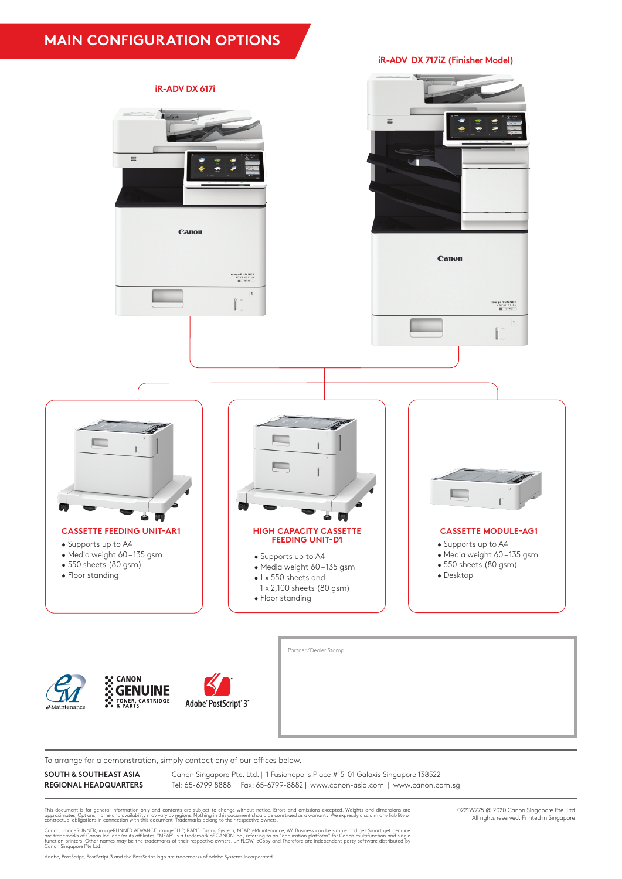# MAIN CONFIGURATION OPTIONS

iR-ADV DX 717iZ (Finisher Model)

iR-ADV DX 617i

### CASSETTE FEEDING UNIT-AR1

- Supports up to A4
- Media weight 60 – 135 gsm
- 550 sheets (80 gsm)
- Floor standing

### HIGH CAPACITY CASSETTE FEEDING UNIT-D1

- Supports up to A4
- Media weight 60 – 135 gsm
- 1 x 550 sheets and 1 x 2,100 sheets (80 gsm)
- Floor standing

### CASSETTE MODULE-AG1

- Supports up to A4
- Media weight 60 – 135 gsm
- 550 sheets (80 gsm)
- Desktop

Partner/Dealer Stamp

To arrange for a demonstration, simply contact any of our offices below.

**SOUTH & SOUTHEAST ASIA REGIONAL HEADQUARTERS**

Canon Singapore Pte. Ltd. | 1 Fusionopolis Place #15-01 Galaxis Singapore 138522
Tel: 65-6799 8888 | Fax: 65-6799-8882 | www.canon-asia.com | www.canon.com.sg

This document is for general information only and contents are subject to change without notice. Errors and omissions excepted. Weights and dimensions are approximates. Options, name and availability may vary by regions. Nothing in this document should be construed as a warranty. We expressly disclaim any liability or contractual obligations in connection with this document. Trademarks belong to their respective owners.

Canon, imageRUNNER, imageRUNNER ADVANCE, imageCHIP, RAPID Fusing System, MEAP, eMaintenance, iW, Business can be simple and get Smart get genuine are trademarks of Canon Inc. and/or its affiliates. "MEAP" is a trademark of CANON Inc., referring to an "application platform" for Canon multifunction and single function printers. Other names may be the trademarks of their respective owners. uniFLOW, eCopy and Therefore are independent party software distributed by Canon Singapore Pte Ltd.

Adobe, PostScript, PostScript 3 and the PostScript logo are trademarks of Adobe Systems Incorporated

0221W775 @ 2020 Canon Singapore Pte. Ltd.
All rights reserved. Printed in Singapore.